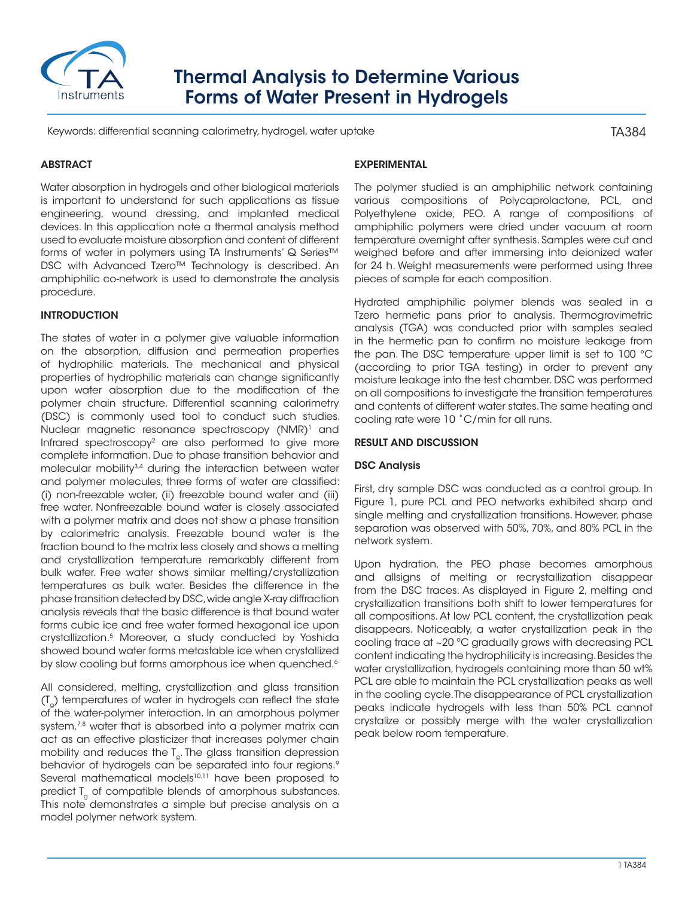# Thermal Analysis to Determine Various Forms of Water Present in Hydrogels

Keywords: differential scanning calorimetry, hydrogel, water uptake

TA384

## ABSTRACT

Water absorption in hydrogels and other biological materials is important to understand for such applications as tissue engineering, wound dressing, and implanted medical devices. In this application note a thermal analysis method used to evaluate moisture absorption and content of different forms of water in polymers using TA Instruments' Q Series™ DSC with Advanced Tzero™ Technology is described. An amphiphilic co-network is used to demonstrate the analysis procedure.

## INTRODUCTION

The states of water in a polymer give valuable information on the absorption, diffusion and permeation properties of hydrophilic materials. The mechanical and physical properties of hydrophilic materials can change significantly upon water absorption due to the modification of the polymer chain structure. Differential scanning calorimetry (DSC) is commonly used tool to conduct such studies. Nuclear magnetic resonance spectroscopy (NMR)[1] and Infrared spectroscopy[2] are also performed to give more complete information. Due to phase transition behavior and molecular mobility[3,4] during the interaction between water and polymer molecules, three forms of water are classified: (i) non-freezable water, (ii) freezable bound water and (iii) free water. Nonfreezable bound water is closely associated with a polymer matrix and does not show a phase transition by calorimetric analysis. Freezable bound water is the fraction bound to the matrix less closely and shows a melting and crystallization temperature remarkably different from bulk water. Free water shows similar melting/crystallization temperatures as bulk water. Besides the difference in the phase transition detected by DSC, wide angle X-ray diffraction analysis reveals that the basic difference is that bound water forms cubic ice and free water formed hexagonal ice upon crystallization.[5] Moreover, a study conducted by Yoshida showed bound water forms metastable ice when crystallized by slow cooling but forms amorphous ice when quenched.[6]

All considered, melting, crystallization and glass transition ($T_g$) temperatures of water in hydrogels can reflect the state of the water-polymer interaction. In an amorphous polymer system,[7,8] water that is absorbed into a polymer matrix can act as an effective plasticizer that increases polymer chain mobility and reduces the $T_g$. The glass transition depression behavior of hydrogels can be separated into four regions.[9] Several mathematical models[10,11] have been proposed to predict $T_g$ of compatible blends of amorphous substances. This note demonstrates a simple but precise analysis on a model polymer network system.

## EXPERIMENTAL

The polymer studied is an amphiphilic network containing various compositions of Polycaprolactone, PCL, and Polyethylene oxide, PEO. A range of compositions of amphiphilic polymers were dried under vacuum at room temperature overnight after synthesis. Samples were cut and weighed before and after immersing into deionized water for 24 h. Weight measurements were performed using three pieces of sample for each composition.

Hydrated amphiphilic polymer blends was sealed in a Tzero hermetic pans prior to analysis. Thermogravimetric analysis (TGA) was conducted prior with samples sealed in the hermetic pan to confirm no moisture leakage from the pan. The DSC temperature upper limit is set to 100 °C (according to prior TGA testing) in order to prevent any moisture leakage into the test chamber. DSC was performed on all compositions to investigate the transition temperatures and contents of different water states. The same heating and cooling rate were 10 ˚C/min for all runs.

## RESULT AND DISCUSSION

### DSC Analysis

First, dry sample DSC was conducted as a control group. In Figure 1, pure PCL and PEO networks exhibited sharp and single melting and crystallization transitions. However, phase separation was observed with 50%, 70%, and 80% PCL in the network system.

Upon hydration, the PEO phase becomes amorphous and allsigns of melting or recrystallization disappear from the DSC traces. As displayed in Figure 2, melting and crystallization transitions both shift to lower temperatures for all compositions. At low PCL content, the crystallization peak disappears. Noticeably, a water crystallization peak in the cooling trace at ~20 °C gradually grows with decreasing PCL content indicating the hydrophilicity is increasing. Besides the water crystallization, hydrogels containing more than 50 wt% PCL are able to maintain the PCL crystallization peaks as well in the cooling cycle. The disappearance of PCL crystallization peaks indicate hydrogels with less than 50% PCL cannot crystalize or possibly merge with the water crystallization peak below room temperature.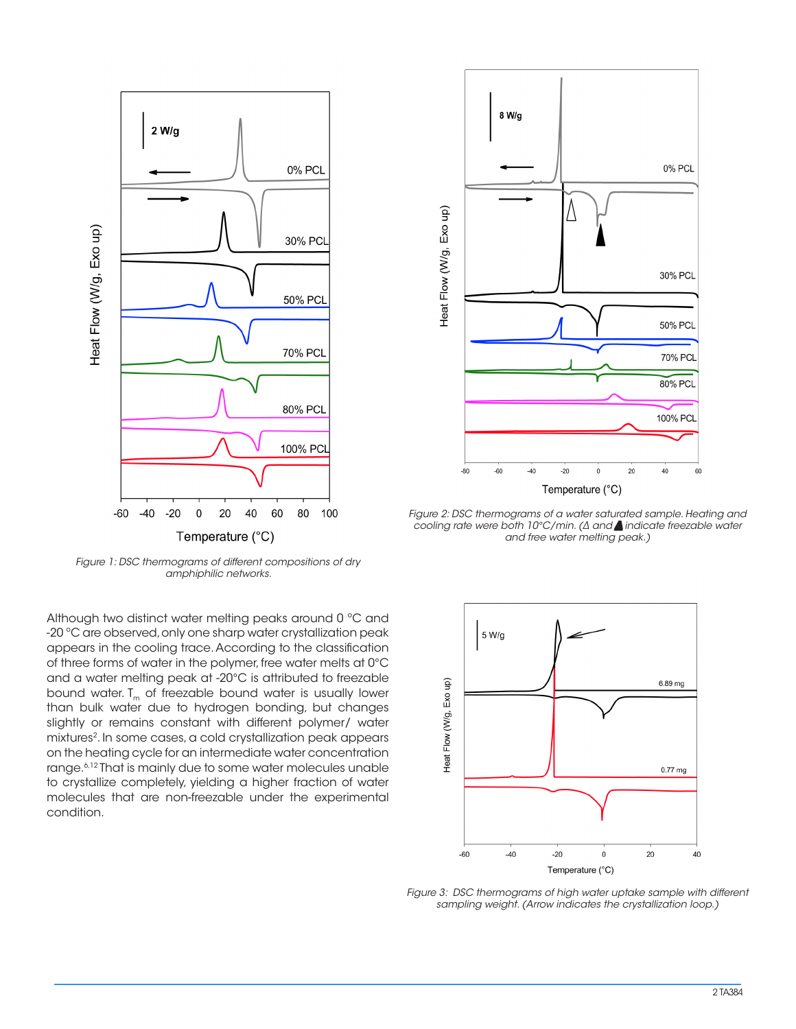2 W/g

0% PCL

30% PCL

50% PCL

70% PCL

80% PCL

100% PCL

Heat Flow (W/g, Exo up)

-60 -40 -20 0 20 40 60 80 100

Temperature (°C)

*Figure 1: DSC thermograms of different compositions of dry amphiphilic networks.*

8 W/g

0% PCL

30% PCL

50% PCL

70% PCL

80% PCL

100% PCL

Heat Flow (W/g, Exo up)

-80 -60 -40 -20 0 20 40 60

Temperature (°C)

*Figure 2: DSC thermograms of a water saturated sample. Heating and cooling rate were both 10°C/min. (Δ and ▲ indicate freezable water and free water melting peak.)*

Although two distinct water melting peaks around 0 °C and -20 °C are observed, only one sharp water crystallization peak appears in the cooling trace. According to the classification of three forms of water in the polymer, free water melts at 0°C and a water melting peak at -20°C is attributed to freezable bound water. $T_m$ of freezable bound water is usually lower than bulk water due to hydrogen bonding, but changes slightly or remains constant with different polymer/ water mixtures[2]. In some cases, a cold crystallization peak appears on the heating cycle for an intermediate water concentration range.[6,12] That is mainly due to some water molecules unable to crystallize completely, yielding a higher fraction of water molecules that are non-freezable under the experimental condition.

5 W/g

6.89 mg

0.77 mg

Heat Flow (W/g, Exo up)

-60 -40 -20 0 20 40

Temperature (°C)

*Figure 3: DSC thermograms of high water uptake sample with different sampling weight. (Arrow indicates the crystallization loop.)*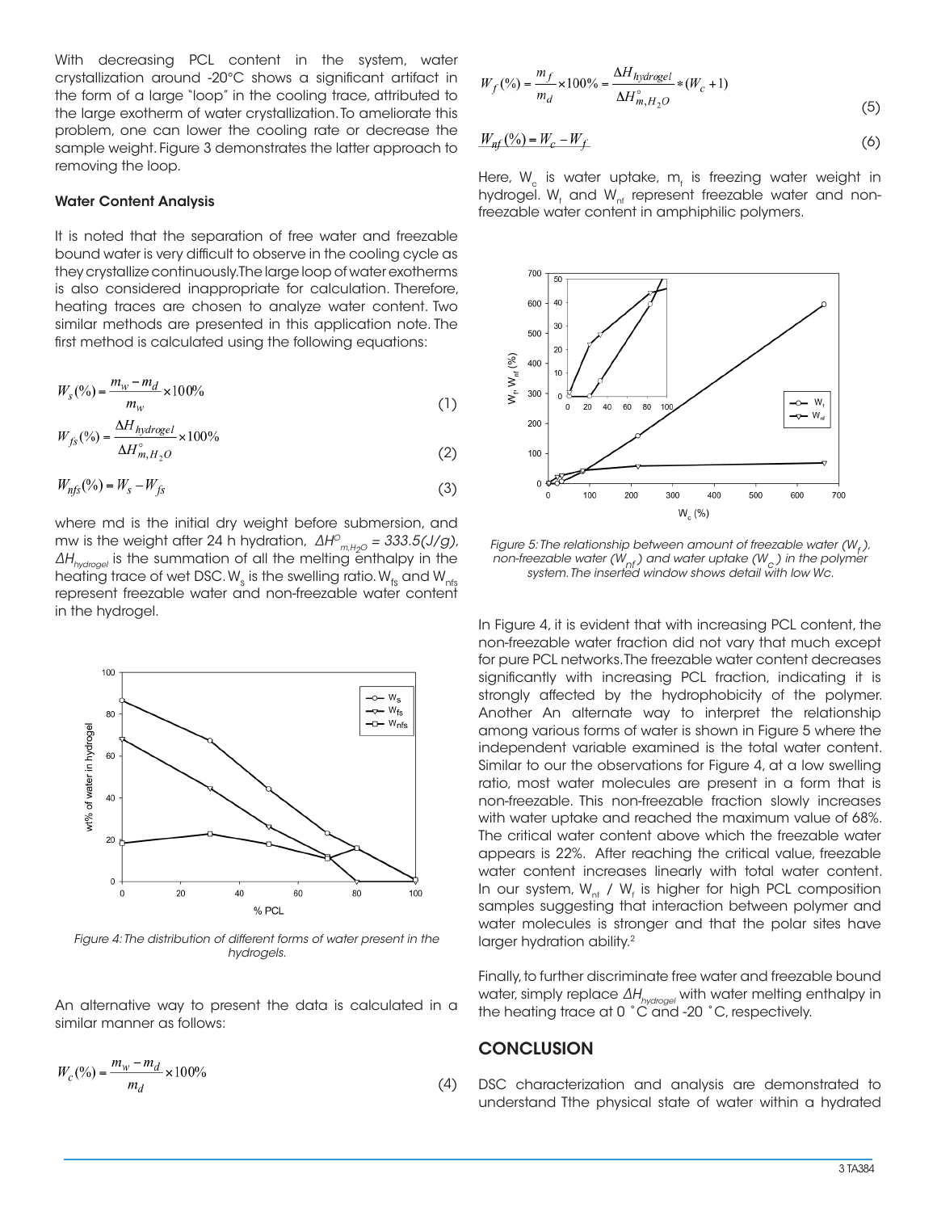With decreasing PCL content in the system, water crystallization around -20°C shows a significant artifact in the form of a large "loop" in the cooling trace, attributed to the large exotherm of water crystallization. To ameliorate this problem, one can lower the cooling rate or decrease the sample weight. Figure 3 demonstrates the latter approach to removing the loop.

### Water Content Analysis

It is noted that the separation of free water and freezable bound water is very difficult to observe in the cooling cycle as they crystallize continuously. The large loop of water exotherms is also considered inappropriate for calculation. Therefore, heating traces are chosen to analyze water content. Two similar methods are presented in this application note. The first method is calculated using the following equations:

$$W_s(\%) = \frac{m_w - m_d}{m_w} \times 100\% \tag{1}$$

$$W_{fs}(\%) = \frac{\Delta H_{hydrogel}}{\Delta H^{\circ}_{m,H_2O}} \times 100\% \tag{2}$$

$$W_{nfs}(\%) = W_s - W_{fs} \tag{3}$$

where md is the initial dry weight before submersion, and mw is the weight after 24 h hydration, $\Delta H^{o}_{m,H_2O} = 333.5(J/g)$, $\Delta H_{hydrogel}$ is the summation of all the melting enthalpy in the heating trace of wet DSC. $W_s$ is the swelling ratio. $W_{fs}$ and $W_{nfs}$ represent freezable water and non-freezable water content in the hydrogel.

100
80
60
40
20
0
wt% of water in hydrogel
0 20 40 60 80 100
% PCL
$W_s$
$W_{fs}$
$W_{nfs}$

*Figure 4: The distribution of different forms of water present in the hydrogels.*

An alternative way to present the data is calculated in a similar manner as follows:

$$W_c(\%) = \frac{m_w - m_d}{m_d} \times 100\% \tag{4}$$

$$W_f(\%) = \frac{m_f}{m_d} \times 100\% = \frac{\Delta H_{hydrogel}}{\Delta H^{\circ}_{m,H_2O}} * (W_c + 1) \tag{5}$$

$$W_{nf}(\%) = W_c - W_f \tag{6}$$

Here, $W_c$ is water uptake, $m_f$ is freezing water weight in hydrogel. $W_f$ and $W_{nf}$ represent freezable water and non-freezable water content in amphiphilic polymers.

700
600
500
400
300
200
100
0
$W_f$, $W_{nf}$ (%)
0 100 200 300 400 500 600 700
$W_c$ (%)
50
40
30
20
10
0
0 20 40 60 80 100
$W_f$
$W_{nf}$

*Figure 5: The relationship between amount of freezable water ($W_f$), non-freezable water ($W_{nf}$) and water uptake ($W_C$) in the polymer system. The inserted window shows detail with low Wc.*

In Figure 4, it is evident that with increasing PCL content, the non-freezable water fraction did not vary that much except for pure PCL networks. The freezable water content decreases significantly with increasing PCL fraction, indicating it is strongly affected by the hydrophobicity of the polymer. Another An alternate way to interpret the relationship among various forms of water is shown in Figure 5 where the independent variable examined is the total water content. Similar to our the observations for Figure 4, at a low swelling ratio, most water molecules are present in a form that is non-freezable. This non-freezable fraction slowly increases with water uptake and reached the maximum value of 68%. The critical water content above which the freezable water appears is 22%. After reaching the critical value, freezable water content increases linearly with total water content. In our system, $W_{nf}$ / $W_f$ is higher for high PCL composition samples suggesting that interaction between polymer and water molecules is stronger and that the polar sites have larger hydration ability.[2]

Finally, to further discriminate free water and freezable bound water, simply replace $\Delta H_{hydrogel}$ with water melting enthalpy in the heating trace at 0 ˚C and -20 ˚C, respectively.

## CONCLUSION

DSC characterization and analysis are demonstrated to understand Tthe physical state of water within a hydrated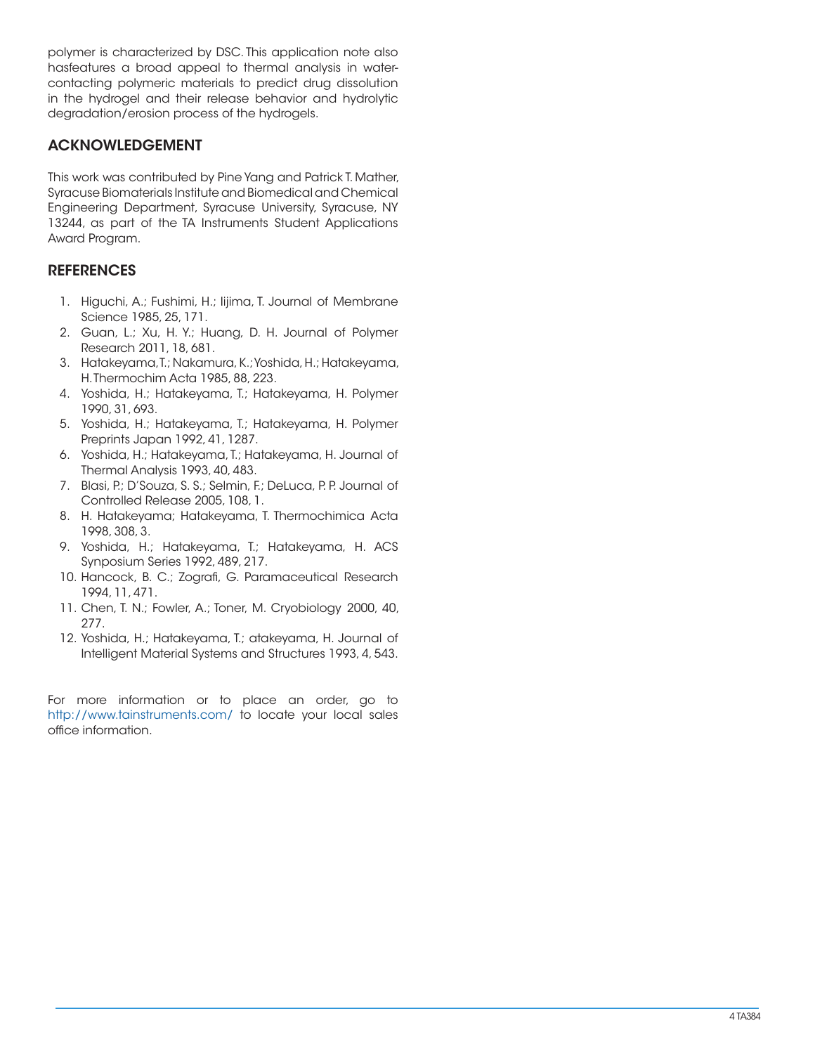polymer is characterized by DSC. This application note also hasfeatures a broad appeal to thermal analysis in water-contacting polymeric materials to predict drug dissolution in the hydrogel and their release behavior and hydrolytic degradation/erosion process of the hydrogels.

## ACKNOWLEDGEMENT

This work was contributed by Pine Yang and Patrick T. Mather, Syracuse Biomaterials Institute and Biomedical and Chemical Engineering Department, Syracuse University, Syracuse, NY 13244, as part of the TA Instruments Student Applications Award Program.

## REFERENCES

1. Higuchi, A.; Fushimi, H.; Iijima, T. Journal of Membrane Science 1985, 25, 171.
2. Guan, L.; Xu, H. Y.; Huang, D. H. Journal of Polymer Research 2011, 18, 681.
3. Hatakeyama, T.; Nakamura, K.; Yoshida, H.; Hatakeyama, H. Thermochim Acta 1985, 88, 223.
4. Yoshida, H.; Hatakeyama, T.; Hatakeyama, H. Polymer 1990, 31, 693.
5. Yoshida, H.; Hatakeyama, T.; Hatakeyama, H. Polymer Preprints Japan 1992, 41, 1287.
6. Yoshida, H.; Hatakeyama, T.; Hatakeyama, H. Journal of Thermal Analysis 1993, 40, 483.
7. Blasi, P.; D'Souza, S. S.; Selmin, F.; DeLuca, P. P. Journal of Controlled Release 2005, 108, 1.
8. H. Hatakeyama; Hatakeyama, T. Thermochimica Acta 1998, 308, 3.
9. Yoshida, H.; Hatakeyama, T.; Hatakeyama, H. ACS Synposium Series 1992, 489, 217.
10. Hancock, B. C.; Zografi, G. Paramaceutical Research 1994, 11, 471.
11. Chen, T. N.; Fowler, A.; Toner, M. Cryobiology 2000, 40, 277.
12. Yoshida, H.; Hatakeyama, T.; atakeyama, H. Journal of Intelligent Material Systems and Structures 1993, 4, 543.

For more information or to place an order, go to http://www.tainstruments.com/ to locate your local sales office information.